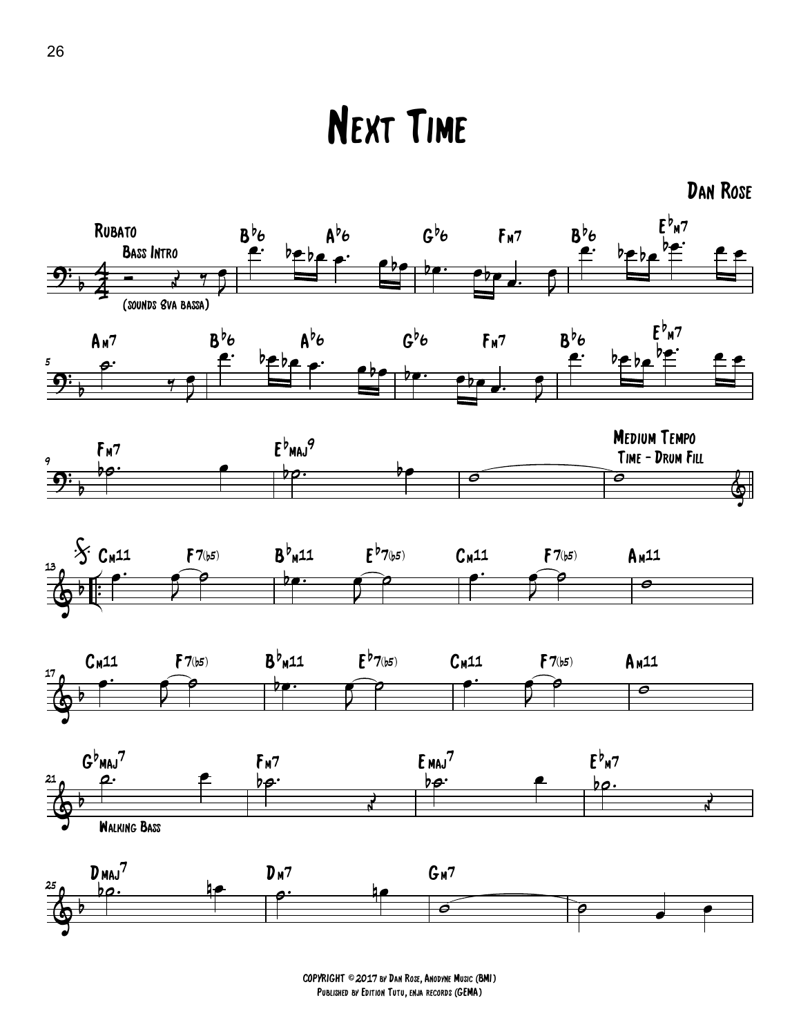# Next Time

**Dan Rose**

COPYRIGHT ©2017 by Dan Rose, Anodyne Music (BMI)
Published by Edition Tutu, enja records (GEMA)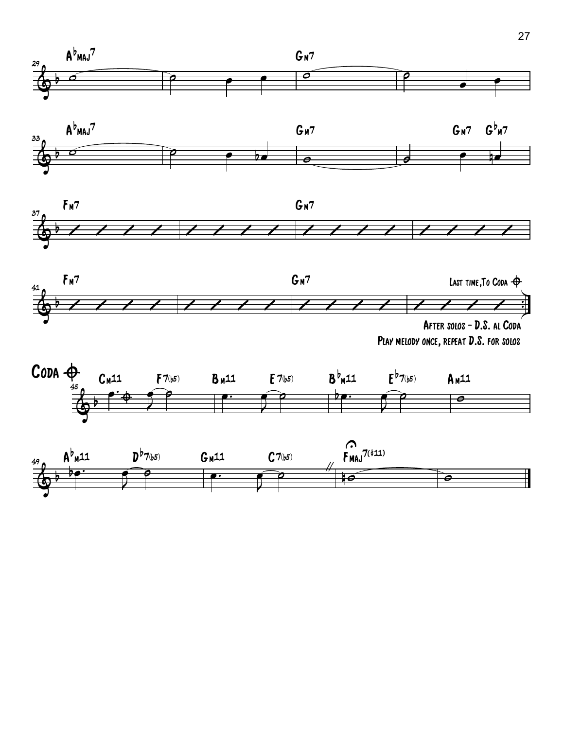A♭maj7 Gm7

A♭maj7 Gm7 Gm7 G♭m7

Fm7 Gm7

Fm7 Gm7

Last time, To Coda

After solos - D.S. al Coda

Play melody once, repeat D.S. for solos

## Coda

Cm11 F7(♭5) Bm11 E7(♭5) B♭m11 E♭7(♭5) Am11

A♭m11 D♭7(♭5) Gm11 C7(♭5) Fmaj7(♯11)